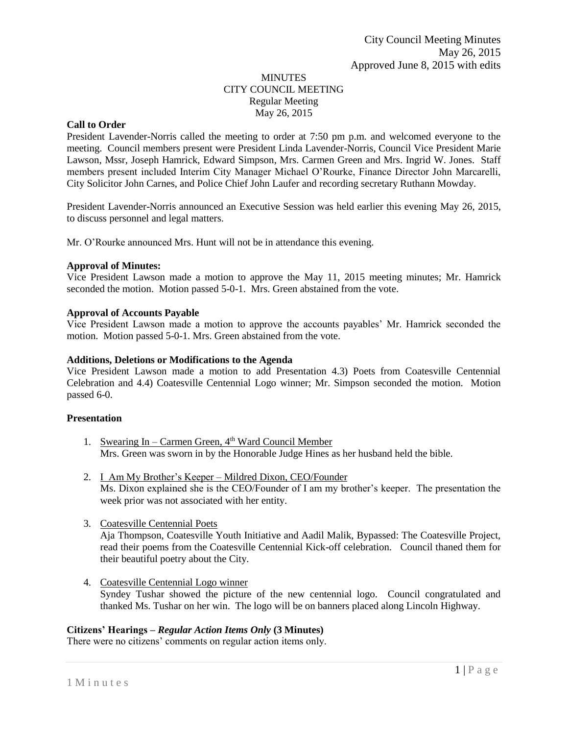City Council Meeting Minutes
May 26, 2015
Approved June 8, 2015 with edits

MINUTES
CITY COUNCIL MEETING
Regular Meeting
May 26, 2015

**Call to Order**

President Lavender-Norris called the meeting to order at 7:50 pm p.m. and welcomed everyone to the meeting. Council members present were President Linda Lavender-Norris, Council Vice President Marie Lawson, Mssr, Joseph Hamrick, Edward Simpson, Mrs. Carmen Green and Mrs. Ingrid W. Jones. Staff members present included Interim City Manager Michael O'Rourke, Finance Director John Marcarelli, City Solicitor John Carnes, and Police Chief John Laufer and recording secretary Ruthann Mowday.

President Lavender-Norris announced an Executive Session was held earlier this evening May 26, 2015, to discuss personnel and legal matters.

Mr. O'Rourke announced Mrs. Hunt will not be in attendance this evening.

**Approval of Minutes:**

Vice President Lawson made a motion to approve the May 11, 2015 meeting minutes; Mr. Hamrick seconded the motion. Motion passed 5-0-1. Mrs. Green abstained from the vote.

**Approval of Accounts Payable**

Vice President Lawson made a motion to approve the accounts payables' Mr. Hamrick seconded the motion. Motion passed 5-0-1. Mrs. Green abstained from the vote.

**Additions, Deletions or Modifications to the Agenda**

Vice President Lawson made a motion to add Presentation 4.3) Poets from Coatesville Centennial Celebration and 4.4) Coatesville Centennial Logo winner; Mr. Simpson seconded the motion. Motion passed 6-0.

**Presentation**

1. Swearing In – Carmen Green, 4th Ward Council Member
   Mrs. Green was sworn in by the Honorable Judge Hines as her husband held the bible.

2. I Am My Brother's Keeper – Mildred Dixon, CEO/Founder
   Ms. Dixon explained she is the CEO/Founder of I am my brother's keeper. The presentation the week prior was not associated with her entity.

3. Coatesville Centennial Poets
   Aja Thompson, Coatesville Youth Initiative and Aadil Malik, Bypassed: The Coatesville Project, read their poems from the Coatesville Centennial Kick-off celebration. Council thaned them for their beautiful poetry about the City.

4. Coatesville Centennial Logo winner
   Syndey Tushar showed the picture of the new centennial logo. Council congratulated and thanked Ms. Tushar on her win. The logo will be on banners placed along Lincoln Highway.

**Citizens' Hearings – *Regular Action Items Only* (3 Minutes)**

There were no citizens' comments on regular action items only.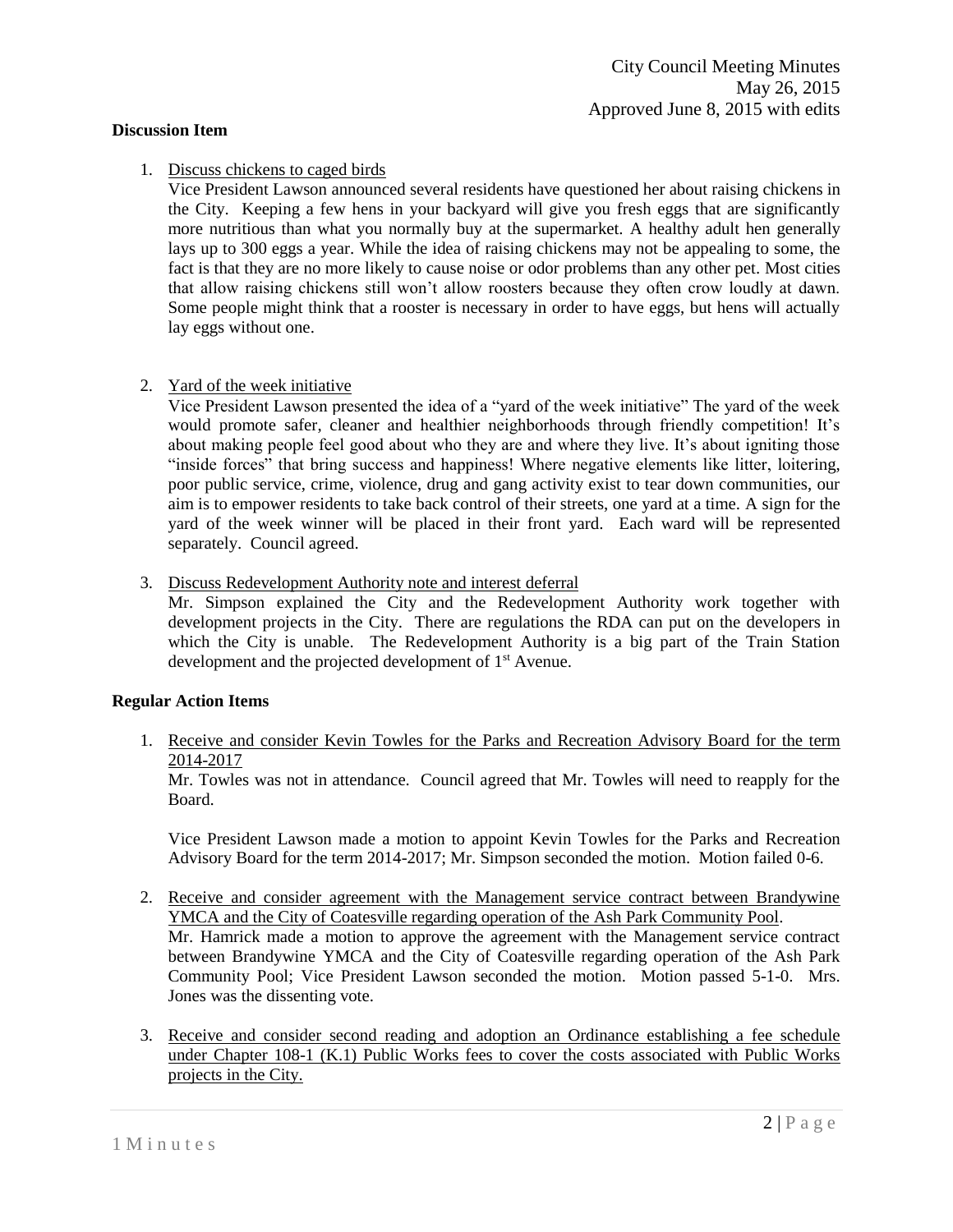**Discussion Item**

1. Discuss chickens to caged birds

   Vice President Lawson announced several residents have questioned her about raising chickens in the City. Keeping a few hens in your backyard will give you fresh eggs that are significantly more nutritious than what you normally buy at the supermarket. A healthy adult hen generally lays up to 300 eggs a year. While the idea of raising chickens may not be appealing to some, the fact is that they are no more likely to cause noise or odor problems than any other pet. Most cities that allow raising chickens still won't allow roosters because they often crow loudly at dawn. Some people might think that a rooster is necessary in order to have eggs, but hens will actually lay eggs without one.

2. Yard of the week initiative

   Vice President Lawson presented the idea of a "yard of the week initiative" The yard of the week would promote safer, cleaner and healthier neighborhoods through friendly competition! It's about making people feel good about who they are and where they live. It's about igniting those "inside forces" that bring success and happiness! Where negative elements like litter, loitering, poor public service, crime, violence, drug and gang activity exist to tear down communities, our aim is to empower residents to take back control of their streets, one yard at a time. A sign for the yard of the week winner will be placed in their front yard. Each ward will be represented separately. Council agreed.

3. Discuss Redevelopment Authority note and interest deferral

   Mr. Simpson explained the City and the Redevelopment Authority work together with development projects in the City. There are regulations the RDA can put on the developers in which the City is unable. The Redevelopment Authority is a big part of the Train Station development and the projected development of 1st Avenue.

**Regular Action Items**

1. Receive and consider Kevin Towles for the Parks and Recreation Advisory Board for the term 2014-2017

   Mr. Towles was not in attendance. Council agreed that Mr. Towles will need to reapply for the Board.

   Vice President Lawson made a motion to appoint Kevin Towles for the Parks and Recreation Advisory Board for the term 2014-2017; Mr. Simpson seconded the motion. Motion failed 0-6.

2. Receive and consider agreement with the Management service contract between Brandywine YMCA and the City of Coatesville regarding operation of the Ash Park Community Pool.

   Mr. Hamrick made a motion to approve the agreement with the Management service contract between Brandywine YMCA and the City of Coatesville regarding operation of the Ash Park Community Pool; Vice President Lawson seconded the motion. Motion passed 5-1-0. Mrs. Jones was the dissenting vote.

3. Receive and consider second reading and adoption an Ordinance establishing a fee schedule under Chapter 108-1 (K.1) Public Works fees to cover the costs associated with Public Works projects in the City.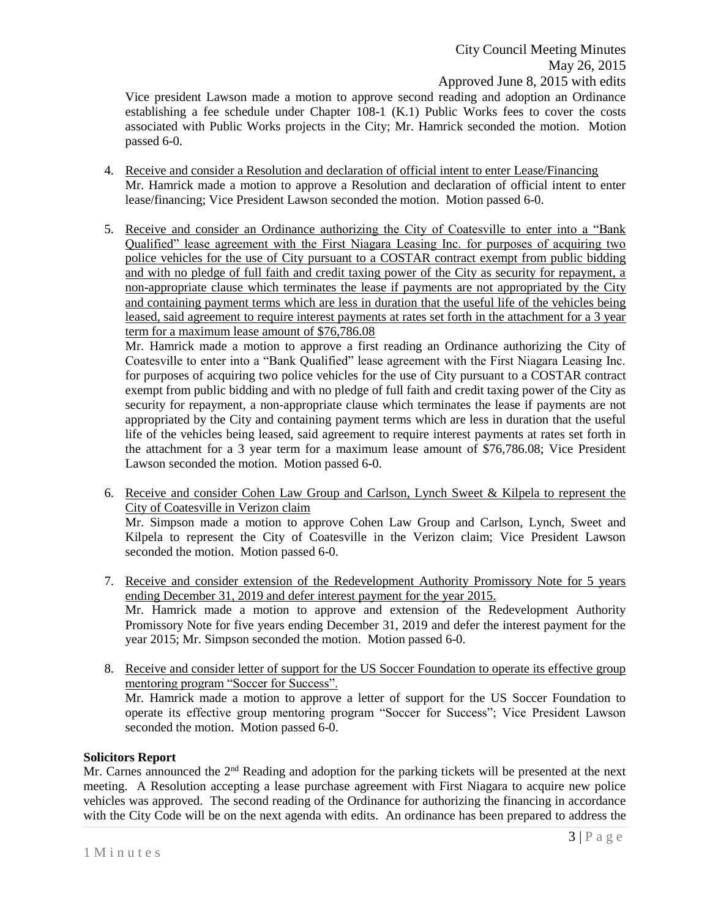Vice president Lawson made a motion to approve second reading and adoption an Ordinance establishing a fee schedule under Chapter 108-1 (K.1) Public Works fees to cover the costs associated with Public Works projects in the City; Mr. Hamrick seconded the motion. Motion passed 6-0.

4. Receive and consider a Resolution and declaration of official intent to enter Lease/Financing
   Mr. Hamrick made a motion to approve a Resolution and declaration of official intent to enter lease/financing; Vice President Lawson seconded the motion. Motion passed 6-0.

5. Receive and consider an Ordinance authorizing the City of Coatesville to enter into a "Bank Qualified" lease agreement with the First Niagara Leasing Inc. for purposes of acquiring two police vehicles for the use of City pursuant to a COSTAR contract exempt from public bidding and with no pledge of full faith and credit taxing power of the City as security for repayment, a non-appropriate clause which terminates the lease if payments are not appropriated by the City and containing payment terms which are less in duration that the useful life of the vehicles being leased, said agreement to require interest payments at rates set forth in the attachment for a 3 year term for a maximum lease amount of $76,786.08
   Mr. Hamrick made a motion to approve a first reading an Ordinance authorizing the City of Coatesville to enter into a "Bank Qualified" lease agreement with the First Niagara Leasing Inc. for purposes of acquiring two police vehicles for the use of City pursuant to a COSTAR contract exempt from public bidding and with no pledge of full faith and credit taxing power of the City as security for repayment, a non-appropriate clause which terminates the lease if payments are not appropriated by the City and containing payment terms which are less in duration that the useful life of the vehicles being leased, said agreement to require interest payments at rates set forth in the attachment for a 3 year term for a maximum lease amount of $76,786.08; Vice President Lawson seconded the motion. Motion passed 6-0.

6. Receive and consider Cohen Law Group and Carlson, Lynch Sweet & Kilpela to represent the City of Coatesville in Verizon claim
   Mr. Simpson made a motion to approve Cohen Law Group and Carlson, Lynch, Sweet and Kilpela to represent the City of Coatesville in the Verizon claim; Vice President Lawson seconded the motion. Motion passed 6-0.

7. Receive and consider extension of the Redevelopment Authority Promissory Note for 5 years ending December 31, 2019 and defer interest payment for the year 2015.
   Mr. Hamrick made a motion to approve and extension of the Redevelopment Authority Promissory Note for five years ending December 31, 2019 and defer the interest payment for the year 2015; Mr. Simpson seconded the motion. Motion passed 6-0.

8. Receive and consider letter of support for the US Soccer Foundation to operate its effective group mentoring program "Soccer for Success".
   Mr. Hamrick made a motion to approve a letter of support for the US Soccer Foundation to operate its effective group mentoring program "Soccer for Success"; Vice President Lawson seconded the motion. Motion passed 6-0.

**Solicitors Report**

Mr. Carnes announced the 2nd Reading and adoption for the parking tickets will be presented at the next meeting. A Resolution accepting a lease purchase agreement with First Niagara to acquire new police vehicles was approved. The second reading of the Ordinance for authorizing the financing in accordance with the City Code will be on the next agenda with edits. An ordinance has been prepared to address the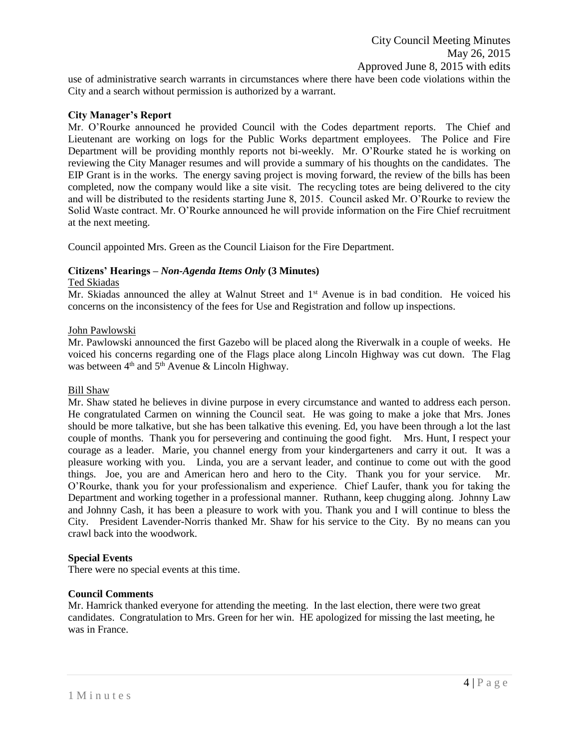use of administrative search warrants in circumstances where there have been code violations within the City and a search without permission is authorized by a warrant.

**City Manager's Report**

Mr. O'Rourke announced he provided Council with the Codes department reports. The Chief and Lieutenant are working on logs for the Public Works department employees. The Police and Fire Department will be providing monthly reports not bi-weekly. Mr. O'Rourke stated he is working on reviewing the City Manager resumes and will provide a summary of his thoughts on the candidates. The EIP Grant is in the works. The energy saving project is moving forward, the review of the bills has been completed, now the company would like a site visit. The recycling totes are being delivered to the city and will be distributed to the residents starting June 8, 2015. Council asked Mr. O'Rourke to review the Solid Waste contract. Mr. O'Rourke announced he will provide information on the Fire Chief recruitment at the next meeting.

Council appointed Mrs. Green as the Council Liaison for the Fire Department.

**Citizens' Hearings – *Non-Agenda Items Only* (3 Minutes)**

Ted Skiadas

Mr. Skiadas announced the alley at Walnut Street and 1st Avenue is in bad condition. He voiced his concerns on the inconsistency of the fees for Use and Registration and follow up inspections.

John Pawlowski

Mr. Pawlowski announced the first Gazebo will be placed along the Riverwalk in a couple of weeks. He voiced his concerns regarding one of the Flags place along Lincoln Highway was cut down. The Flag was between 4th and 5th Avenue & Lincoln Highway.

Bill Shaw

Mr. Shaw stated he believes in divine purpose in every circumstance and wanted to address each person. He congratulated Carmen on winning the Council seat. He was going to make a joke that Mrs. Jones should be more talkative, but she has been talkative this evening. Ed, you have been through a lot the last couple of months. Thank you for persevering and continuing the good fight. Mrs. Hunt, I respect your courage as a leader. Marie, you channel energy from your kindergarteners and carry it out. It was a pleasure working with you. Linda, you are a servant leader, and continue to come out with the good things. Joe, you are and American hero and hero to the City. Thank you for your service. Mr. O'Rourke, thank you for your professionalism and experience. Chief Laufer, thank you for taking the Department and working together in a professional manner. Ruthann, keep chugging along. Johnny Law and Johnny Cash, it has been a pleasure to work with you. Thank you and I will continue to bless the City. President Lavender-Norris thanked Mr. Shaw for his service to the City. By no means can you crawl back into the woodwork.

**Special Events**

There were no special events at this time.

**Council Comments**

Mr. Hamrick thanked everyone for attending the meeting. In the last election, there were two great candidates. Congratulation to Mrs. Green for her win. HE apologized for missing the last meeting, he was in France.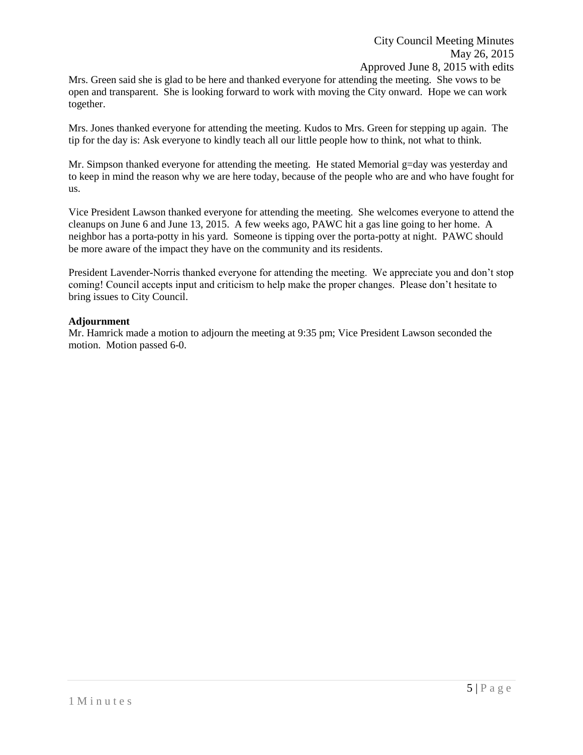Mrs. Green said she is glad to be here and thanked everyone for attending the meeting. She vows to be open and transparent. She is looking forward to work with moving the City onward. Hope we can work together.

Mrs. Jones thanked everyone for attending the meeting. Kudos to Mrs. Green for stepping up again. The tip for the day is: Ask everyone to kindly teach all our little people how to think, not what to think.

Mr. Simpson thanked everyone for attending the meeting. He stated Memorial g=day was yesterday and to keep in mind the reason why we are here today, because of the people who are and who have fought for us.

Vice President Lawson thanked everyone for attending the meeting. She welcomes everyone to attend the cleanups on June 6 and June 13, 2015. A few weeks ago, PAWC hit a gas line going to her home. A neighbor has a porta-potty in his yard. Someone is tipping over the porta-potty at night. PAWC should be more aware of the impact they have on the community and its residents.

President Lavender-Norris thanked everyone for attending the meeting. We appreciate you and don't stop coming! Council accepts input and criticism to help make the proper changes. Please don't hesitate to bring issues to City Council.

**Adjournment**

Mr. Hamrick made a motion to adjourn the meeting at 9:35 pm; Vice President Lawson seconded the motion. Motion passed 6-0.